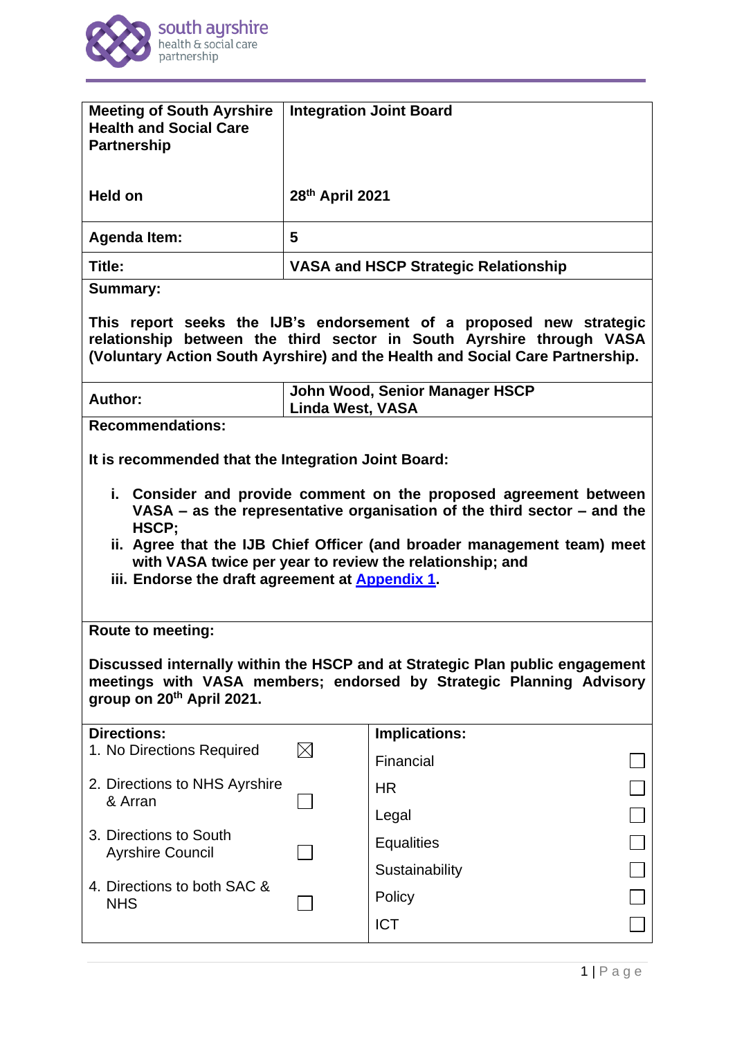| | |
|---|---|
| **Meeting of South Ayrshire Health and Social Care Partnership** | **Integration Joint Board** |
| **Held on** | **28th April 2021** |
| **Agenda Item:** | **5** |
| **Title:** | **VASA and HSCP Strategic Relationship** |

**Summary:**

**This report seeks the IJB's endorsement of a proposed new strategic relationship between the third sector in South Ayrshire through VASA (Voluntary Action South Ayrshire) and the Health and Social Care Partnership.**

| | |
|---|---|
| **Author:** | **John Wood, Senior Manager HSCP**<br>**Linda West, VASA** |

**Recommendations:**

**It is recommended that the Integration Joint Board:**

- **i. Consider and provide comment on the proposed agreement between VASA – as the representative organisation of the third sector – and the HSCP;**
- **ii. Agree that the IJB Chief Officer (and broader management team) meet with VASA twice per year to review the relationship; and**
- **iii. Endorse the draft agreement at Appendix 1.**

**Route to meeting:**

**Discussed internally within the HSCP and at Strategic Plan public engagement meetings with VASA members; endorsed by Strategic Planning Advisory group on 20th April 2021.**

| **Directions:** | | **Implications:** | |
|---|---|---|---|
| 1. No Directions Required | ☒ | Financial | ☐ |
| 2. Directions to NHS Ayrshire & Arran | ☐ | HR | ☐ |
| 3. Directions to South Ayrshire Council | ☐ | Legal | ☐ |
| 4. Directions to both SAC & NHS | ☐ | Equalities | ☐ |
| | | Sustainability | ☐ |
| | | Policy | ☐ |
| | | ICT | ☐ |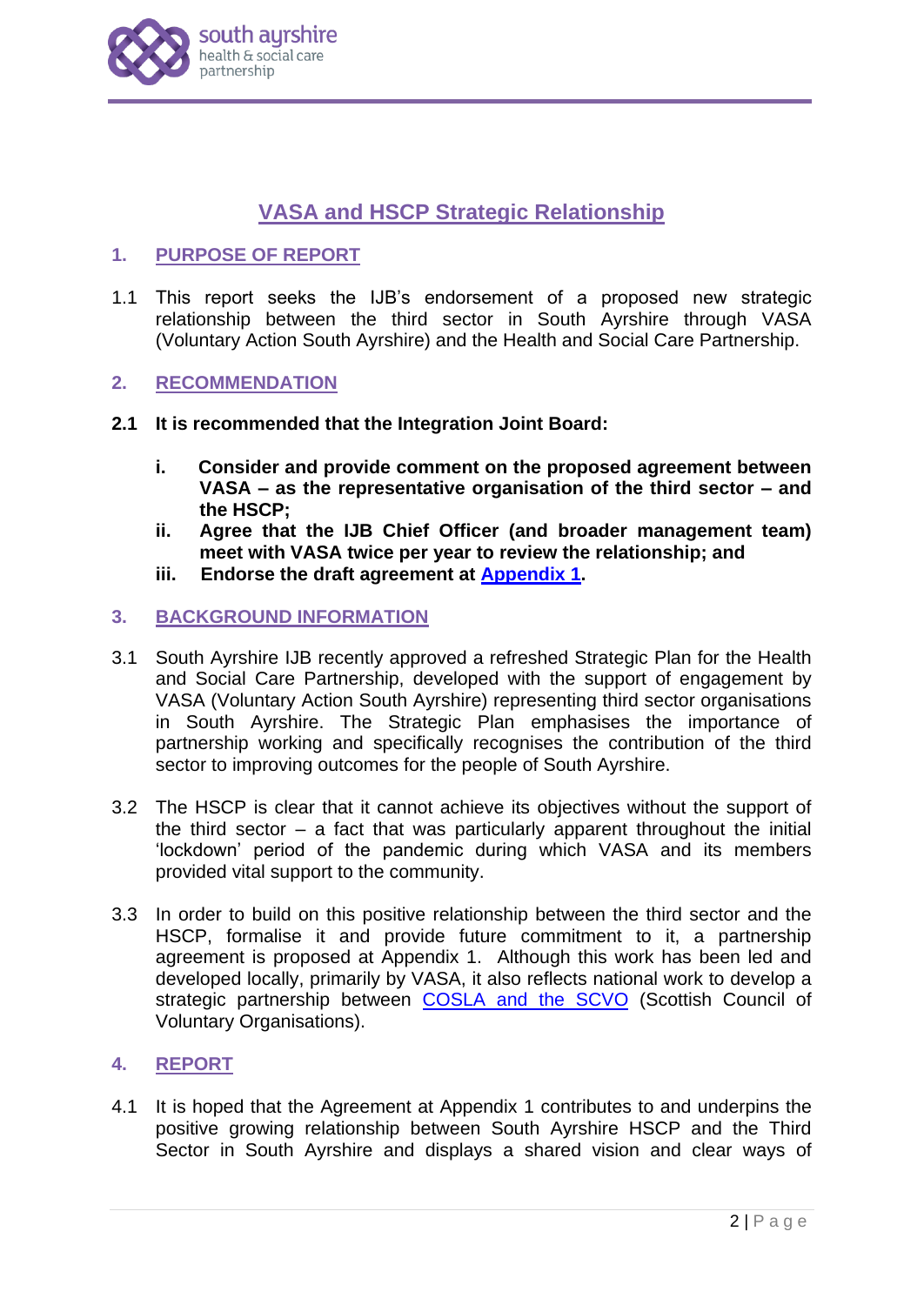# VASA and HSCP Strategic Relationship

## 1. PURPOSE OF REPORT

1.1 This report seeks the IJB's endorsement of a proposed new strategic relationship between the third sector in South Ayrshire through VASA (Voluntary Action South Ayrshire) and the Health and Social Care Partnership.

## 2. RECOMMENDATION

**2.1 It is recommended that the Integration Joint Board:**

- **i. Consider and provide comment on the proposed agreement between VASA – as the representative organisation of the third sector – and the HSCP;**
- **ii. Agree that the IJB Chief Officer (and broader management team) meet with VASA twice per year to review the relationship; and**
- **iii. Endorse the draft agreement at Appendix 1.**

## 3. BACKGROUND INFORMATION

3.1 South Ayrshire IJB recently approved a refreshed Strategic Plan for the Health and Social Care Partnership, developed with the support of engagement by VASA (Voluntary Action South Ayrshire) representing third sector organisations in South Ayrshire. The Strategic Plan emphasises the importance of partnership working and specifically recognises the contribution of the third sector to improving outcomes for the people of South Ayrshire.

3.2 The HSCP is clear that it cannot achieve its objectives without the support of the third sector – a fact that was particularly apparent throughout the initial 'lockdown' period of the pandemic during which VASA and its members provided vital support to the community.

3.3 In order to build on this positive relationship between the third sector and the HSCP, formalise it and provide future commitment to it, a partnership agreement is proposed at Appendix 1. Although this work has been led and developed locally, primarily by VASA, it also reflects national work to develop a strategic partnership between COSLA and the SCVO (Scottish Council of Voluntary Organisations).

## 4. REPORT

4.1 It is hoped that the Agreement at Appendix 1 contributes to and underpins the positive growing relationship between South Ayrshire HSCP and the Third Sector in South Ayrshire and displays a shared vision and clear ways of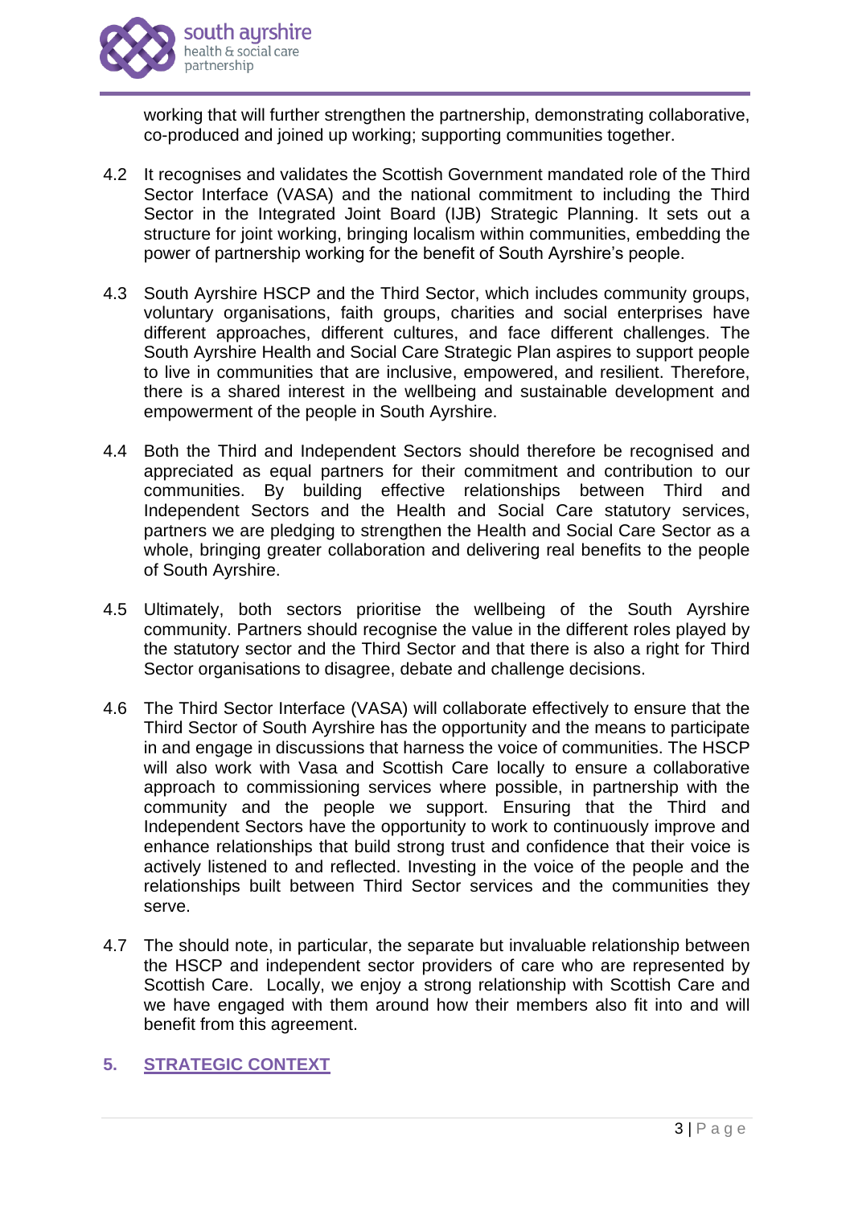working that will further strengthen the partnership, demonstrating collaborative, co-produced and joined up working; supporting communities together.

4.2 It recognises and validates the Scottish Government mandated role of the Third Sector Interface (VASA) and the national commitment to including the Third Sector in the Integrated Joint Board (IJB) Strategic Planning. It sets out a structure for joint working, bringing localism within communities, embedding the power of partnership working for the benefit of South Ayrshire's people.

4.3 South Ayrshire HSCP and the Third Sector, which includes community groups, voluntary organisations, faith groups, charities and social enterprises have different approaches, different cultures, and face different challenges. The South Ayrshire Health and Social Care Strategic Plan aspires to support people to live in communities that are inclusive, empowered, and resilient. Therefore, there is a shared interest in the wellbeing and sustainable development and empowerment of the people in South Ayrshire.

4.4 Both the Third and Independent Sectors should therefore be recognised and appreciated as equal partners for their commitment and contribution to our communities. By building effective relationships between Third and Independent Sectors and the Health and Social Care statutory services, partners we are pledging to strengthen the Health and Social Care Sector as a whole, bringing greater collaboration and delivering real benefits to the people of South Ayrshire.

4.5 Ultimately, both sectors prioritise the wellbeing of the South Ayrshire community. Partners should recognise the value in the different roles played by the statutory sector and the Third Sector and that there is also a right for Third Sector organisations to disagree, debate and challenge decisions.

4.6 The Third Sector Interface (VASA) will collaborate effectively to ensure that the Third Sector of South Ayrshire has the opportunity and the means to participate in and engage in discussions that harness the voice of communities. The HSCP will also work with Vasa and Scottish Care locally to ensure a collaborative approach to commissioning services where possible, in partnership with the community and the people we support. Ensuring that the Third and Independent Sectors have the opportunity to work to continuously improve and enhance relationships that build strong trust and confidence that their voice is actively listened to and reflected. Investing in the voice of the people and the relationships built between Third Sector services and the communities they serve.

4.7 The should note, in particular, the separate but invaluable relationship between the HSCP and independent sector providers of care who are represented by Scottish Care. Locally, we enjoy a strong relationship with Scottish Care and we have engaged with them around how their members also fit into and will benefit from this agreement.

## 5. STRATEGIC CONTEXT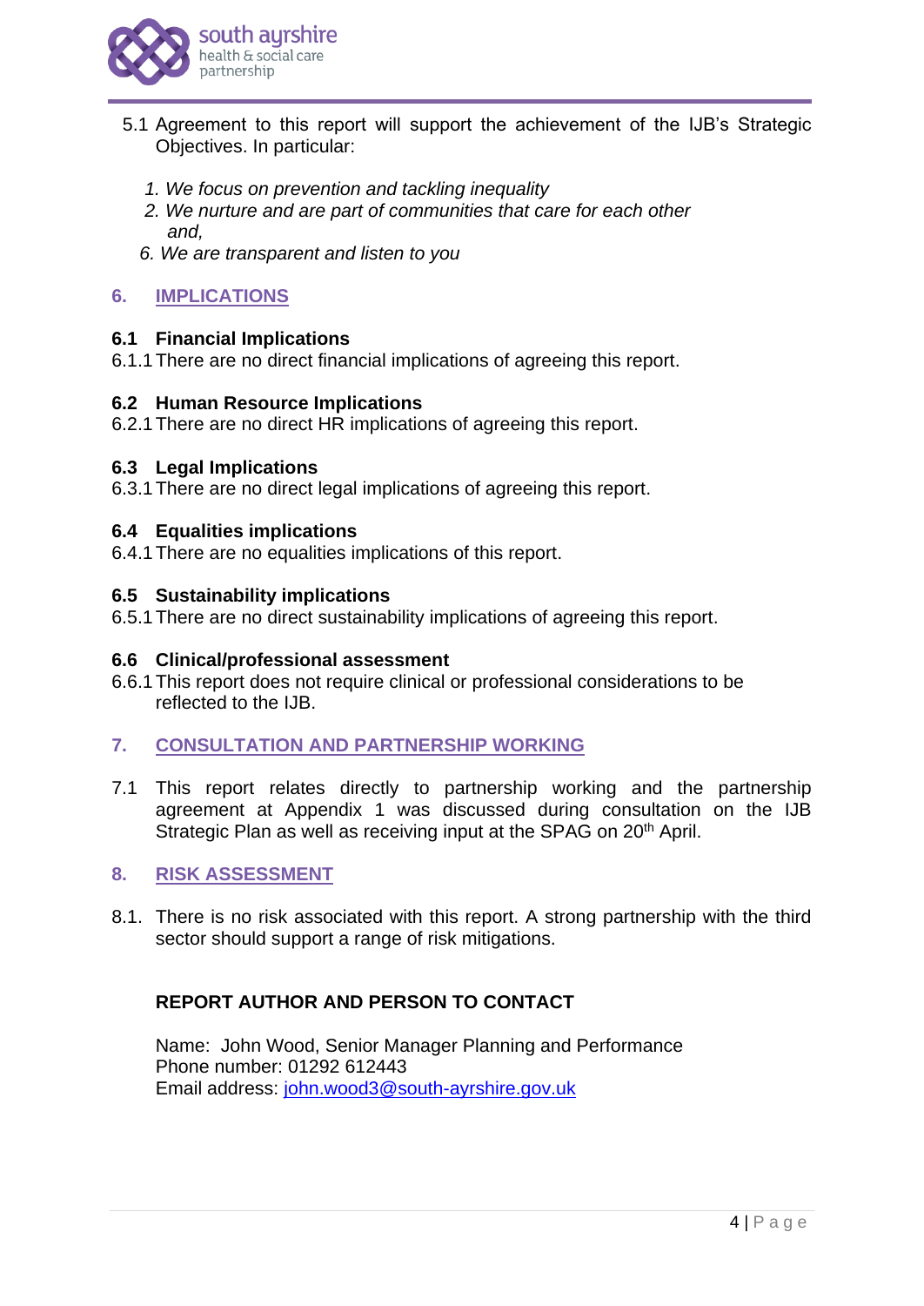5.1 Agreement to this report will support the achievement of the IJB's Strategic Objectives. In particular:

1. *We focus on prevention and tackling inequality*
2. *We nurture and are part of communities that care for each other and,*
6. *We are transparent and listen to you*

## 6. IMPLICATIONS

### 6.1 Financial Implications

6.1.1 There are no direct financial implications of agreeing this report.

### 6.2 Human Resource Implications

6.2.1 There are no direct HR implications of agreeing this report.

### 6.3 Legal Implications

6.3.1 There are no direct legal implications of agreeing this report.

### 6.4 Equalities implications

6.4.1 There are no equalities implications of this report.

### 6.5 Sustainability implications

6.5.1 There are no direct sustainability implications of agreeing this report.

### 6.6 Clinical/professional assessment

6.6.1 This report does not require clinical or professional considerations to be reflected to the IJB.

## 7. CONSULTATION AND PARTNERSHIP WORKING

7.1 This report relates directly to partnership working and the partnership agreement at Appendix 1 was discussed during consultation on the IJB Strategic Plan as well as receiving input at the SPAG on 20th April.

## 8. RISK ASSESSMENT

8.1. There is no risk associated with this report. A strong partnership with the third sector should support a range of risk mitigations.

**REPORT AUTHOR AND PERSON TO CONTACT**

Name: John Wood, Senior Manager Planning and Performance
Phone number: 01292 612443
Email address: john.wood3@south-ayrshire.gov.uk